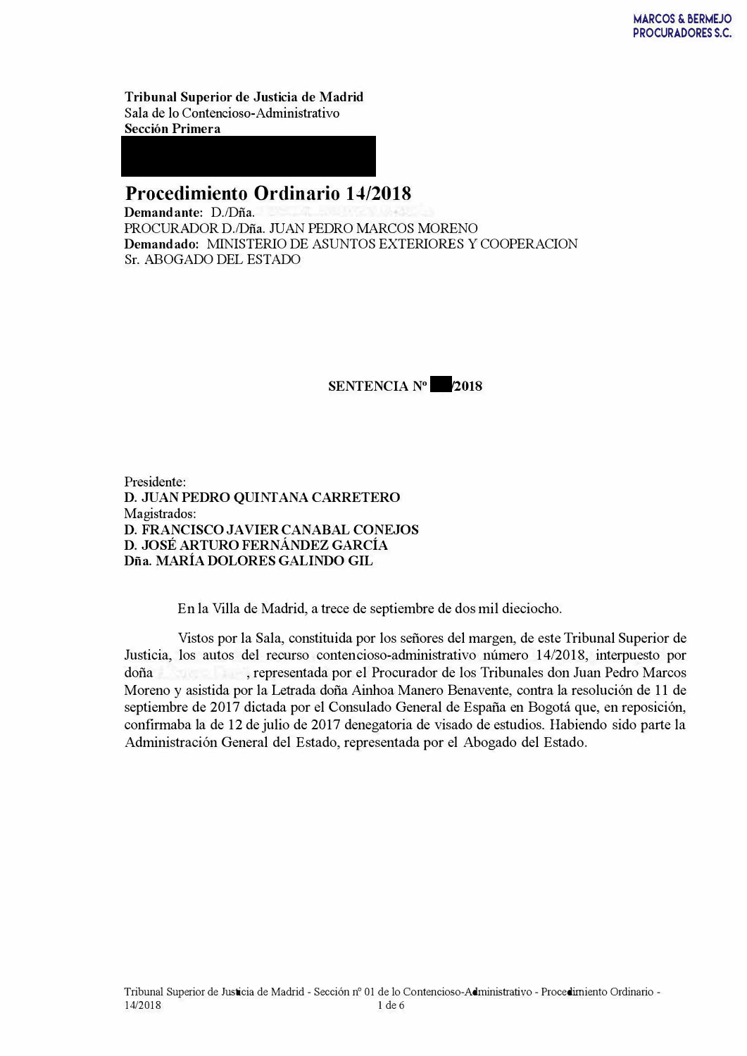**Tribunal Superior de Justicia de Madrid**
Sala de lo Contencioso-Administrativo
**Sección Primera**

# Procedimiento Ordinario 14/2018

**Demandante:** D./Dña.
PROCURADOR D./Dña. JUAN PEDRO MARCOS MORENO
**Demandado:** MINISTERIO DE ASUNTOS EXTERIORES Y COOPERACION
Sr. ABOGADO DEL ESTADO

**SENTENCIA Nº /2018**

Presidente:
**D. JUAN PEDRO QUINTANA CARRETERO**
Magistrados:
**D. FRANCISCO JAVIER CANABAL CONEJOS**
**D. JOSÉ ARTURO FERNÁNDEZ GARCÍA**
**Dña. MARÍA DOLORES GALINDO GIL**

En la Villa de Madrid, a trece de septiembre de dos mil dieciocho.

Vistos por la Sala, constituida por los señores del margen, de este Tribunal Superior de Justicia, los autos del recurso contencioso-administrativo número 14/2018, interpuesto por doña , representada por el Procurador de los Tribunales don Juan Pedro Marcos Moreno y asistida por la Letrada doña Ainhoa Manero Benavente, contra la resolución de 11 de septiembre de 2017 dictada por el Consulado General de España en Bogotá que, en reposición, confirmaba la de 12 de julio de 2017 denegatoria de visado de estudios. Habiendo sido parte la Administración General del Estado, representada por el Abogado del Estado.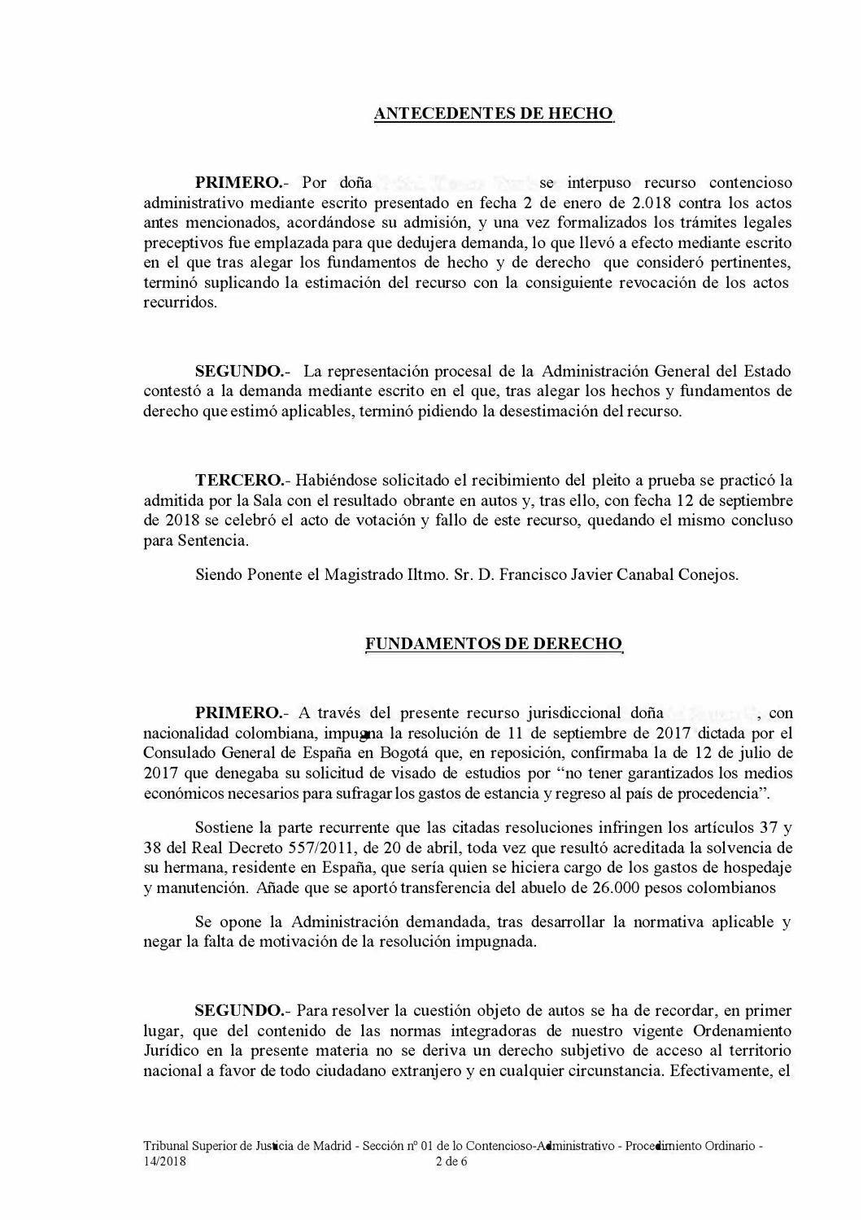## ANTECEDENTES DE HECHO

**PRIMERO.**- Por doña se interpuso recurso contencioso administrativo mediante escrito presentado en fecha 2 de enero de 2.018 contra los actos antes mencionados, acordándose su admisión, y una vez formalizados los trámites legales preceptivos fue emplazada para que dedujera demanda, lo que llevó a efecto mediante escrito en el que tras alegar los fundamentos de hecho y de derecho que consideró pertinentes, terminó suplicando la estimación del recurso con la consiguiente revocación de los actos recurridos.

**SEGUNDO.**- La representación procesal de la Administración General del Estado contestó a la demanda mediante escrito en el que, tras alegar los hechos y fundamentos de derecho que estimó aplicables, terminó pidiendo la desestimación del recurso.

**TERCERO.**- Habiéndose solicitado el recibimiento del pleito a prueba se practicó la admitida por la Sala con el resultado obrante en autos y, tras ello, con fecha 12 de septiembre de 2018 se celebró el acto de votación y fallo de este recurso, quedando el mismo concluso para Sentencia.

Siendo Ponente el Magistrado Iltmo. Sr. D. Francisco Javier Canabal Conejos.

## FUNDAMENTOS DE DERECHO

**PRIMERO.**- A través del presente recurso jurisdiccional doña , con nacionalidad colombiana, impugna la resolución de 11 de septiembre de 2017 dictada por el Consulado General de España en Bogotá que, en reposición, confirmaba la de 12 de julio de 2017 que denegaba su solicitud de visado de estudios por "no tener garantizados los medios económicos necesarios para sufragar los gastos de estancia y regreso al país de procedencia".

Sostiene la parte recurrente que las citadas resoluciones infringen los artículos 37 y 38 del Real Decreto 557/2011, de 20 de abril, toda vez que resultó acreditada la solvencia de su hermana, residente en España, que sería quien se hiciera cargo de los gastos de hospedaje y manutención. Añade que se aportó transferencia del abuelo de 26.000 pesos colombianos

Se opone la Administración demandada, tras desarrollar la normativa aplicable y negar la falta de motivación de la resolución impugnada.

**SEGUNDO.**- Para resolver la cuestión objeto de autos se ha de recordar, en primer lugar, que del contenido de las normas integradoras de nuestro vigente Ordenamiento Jurídico en la presente materia no se deriva un derecho subjetivo de acceso al territorio nacional a favor de todo ciudadano extranjero y en cualquier circunstancia. Efectivamente, el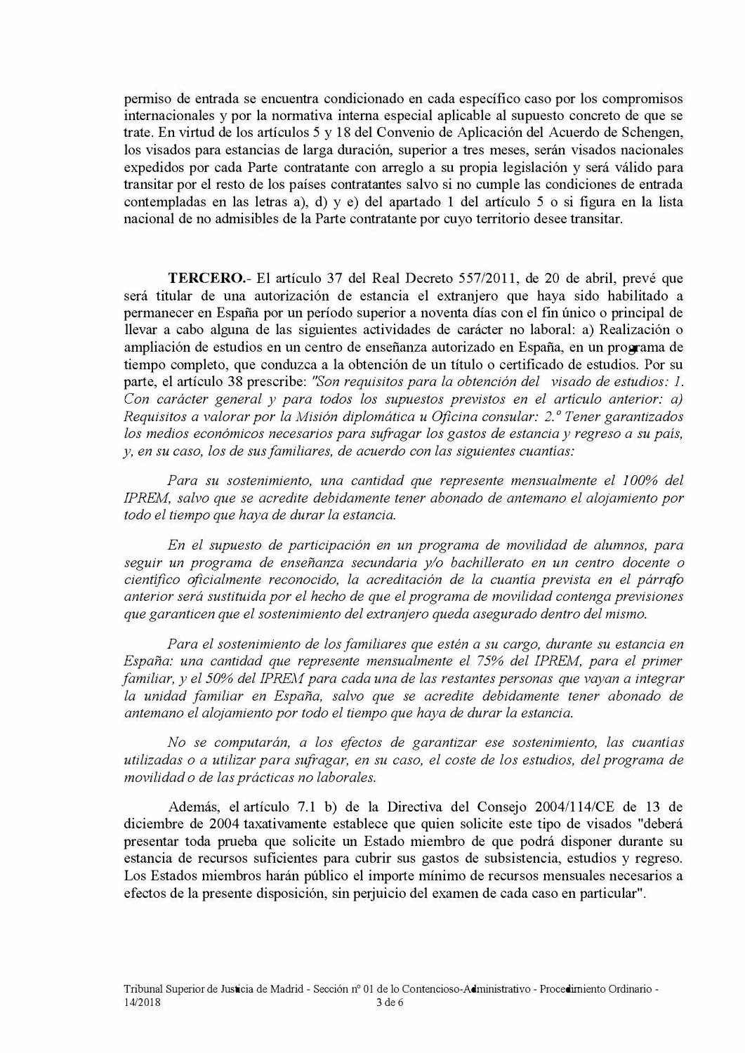permiso de entrada se encuentra condicionado en cada específico caso por los compromisos internacionales y por la normativa interna especial aplicable al supuesto concreto de que se trate. En virtud de los artículos 5 y 18 del Convenio de Aplicación del Acuerdo de Schengen, los visados para estancias de larga duración, superior a tres meses, serán visados nacionales expedidos por cada Parte contratante con arreglo a su propia legislación y será válido para transitar por el resto de los países contratantes salvo si no cumple las condiciones de entrada contempladas en las letras a), d) y e) del apartado 1 del artículo 5 o si figura en la lista nacional de no admisibles de la Parte contratante por cuyo territorio desee transitar.

**TERCERO.**- El artículo 37 del Real Decreto 557/2011, de 20 de abril, prevé que será titular de una autorización de estancia el extranjero que haya sido habilitado a permanecer en España por un período superior a noventa días con el fin único o principal de llevar a cabo alguna de las siguientes actividades de carácter no laboral: a) Realización o ampliación de estudios en un centro de enseñanza autorizado en España, en un programa de tiempo completo, que conduzca a la obtención de un título o certificado de estudios. Por su parte, el artículo 38 prescribe: *"Son requisitos para la obtención del visado de estudios: 1. Con carácter general y para todos los supuestos previstos en el artículo anterior: a) Requisitos a valorar por la Misión diplomática u Oficina consular: 2.º Tener garantizados los medios económicos necesarios para sufragar los gastos de estancia y regreso a su país, y, en su caso, los de sus familiares, de acuerdo con las siguientes cuantías:*

*Para su sostenimiento, una cantidad que represente mensualmente el 100% del IPREM, salvo que se acredite debidamente tener abonado de antemano el alojamiento por todo el tiempo que haya de durar la estancia.*

*En el supuesto de participación en un programa de movilidad de alumnos, para seguir un programa de enseñanza secundaria y/o bachillerato en un centro docente o científico oficialmente reconocido, la acreditación de la cuantía prevista en el párrafo anterior será sustituida por el hecho de que el programa de movilidad contenga previsiones que garanticen que el sostenimiento del extranjero queda asegurado dentro del mismo.*

*Para el sostenimiento de los familiares que estén a su cargo, durante su estancia en España: una cantidad que represente mensualmente el 75% del IPREM, para el primer familiar, y el 50% del IPREM para cada una de las restantes personas que vayan a integrar la unidad familiar en España, salvo que se acredite debidamente tener abonado de antemano el alojamiento por todo el tiempo que haya de durar la estancia.*

*No se computarán, a los efectos de garantizar ese sostenimiento, las cuantías utilizadas o a utilizar para sufragar, en su caso, el coste de los estudios, del programa de movilidad o de las prácticas no laborales.*

Además, el artículo 7.1 b) de la Directiva del Consejo 2004/114/CE de 13 de diciembre de 2004 taxativamente establece que quien solicite este tipo de visados "deberá presentar toda prueba que solicite un Estado miembro de que podrá disponer durante su estancia de recursos suficientes para cubrir sus gastos de subsistencia, estudios y regreso. Los Estados miembros harán público el importe mínimo de recursos mensuales necesarios a efectos de la presente disposición, sin perjuicio del examen de cada caso en particular".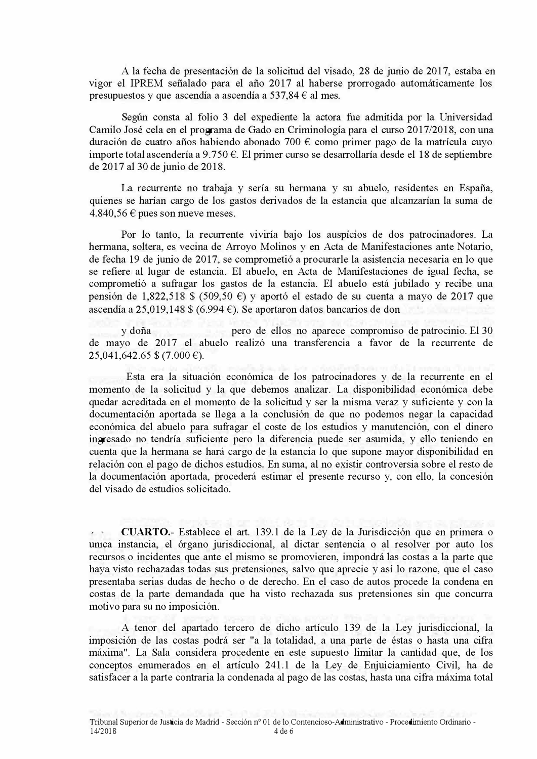A la fecha de presentación de la solicitud del visado, 28 de junio de 2017, estaba en vigor el IPREM señalado para el año 2017 al haberse prorrogado automáticamente los presupuestos y que ascendía a ascendía a 537,84 € al mes.

Según consta al folio 3 del expediente la actora fue admitida por la Universidad Camilo José cela en el programa de Gado en Criminología para el curso 2017/2018, con una duración de cuatro años habiendo abonado 700 € como primer pago de la matrícula cuyo importe total ascendería a 9.750 €. El primer curso se desarrollaría desde el 18 de septiembre de 2017 al 30 de junio de 2018.

La recurrente no trabaja y sería su hermana y su abuelo, residentes en España, quienes se harían cargo de los gastos derivados de la estancia que alcanzarían la suma de 4.840,56 € pues son nueve meses.

Por lo tanto, la recurrente viviría bajo los auspicios de dos patrocinadores. La hermana, soltera, es vecina de Arroyo Molinos y en Acta de Manifestaciones ante Notario, de fecha 19 de junio de 2017, se comprometió a procurarle la asistencia necesaria en lo que se refiere al lugar de estancia. El abuelo, en Acta de Manifestaciones de igual fecha, se comprometió a sufragar los gastos de la estancia. El abuelo está jubilado y recibe una pensión de 1,822,518 $ (509,50 €) y aportó el estado de su cuenta a mayo de 2017 que ascendía a 25,019,148 $ (6.994 €). Se aportaron datos bancarios de don

y doña pero de ellos no aparece compromiso de patrocinio. El 30 de mayo de 2017 el abuelo realizó una transferencia a favor de la recurrente de 25,041,642.65 $ (7.000 €).

Esta era la situación económica de los patrocinadores y de la recurrente en el momento de la solicitud y la que debemos analizar. La disponibilidad económica debe quedar acreditada en el momento de la solicitud y ser la misma veraz y suficiente y con la documentación aportada se llega a la conclusión de que no podemos negar la capacidad económica del abuelo para sufragar el coste de los estudios y manutención, con el dinero ingresado no tendría suficiente pero la diferencia puede ser asumida, y ello teniendo en cuenta que la hermana se hará cargo de la estancia lo que supone mayor disponibilidad en relación con el pago de dichos estudios. En suma, al no existir controversia sobre el resto de la documentación aportada, procederá estimar el presente recurso y, con ello, la concesión del visado de estudios solicitado.

**CUARTO.**- Establece el art. 139.1 de la Ley de la Jurisdicción que en primera o única instancia, el órgano jurisdiccional, al dictar sentencia o al resolver por auto los recursos o incidentes que ante el mismo se promovieren, impondrá las costas a la parte que haya visto rechazadas todas sus pretensiones, salvo que aprecie y así lo razone, que el caso presentaba serias dudas de hecho o de derecho. En el caso de autos procede la condena en costas de la parte demandada que ha visto rechazada sus pretensiones sin que concurra motivo para su no imposición.

A tenor del apartado tercero de dicho artículo 139 de la Ley jurisdiccional, la imposición de las costas podrá ser "a la totalidad, a una parte de éstas o hasta una cifra máxima". La Sala considera procedente en este supuesto limitar la cantidad que, de los conceptos enumerados en el artículo 241.1 de la Ley de Enjuiciamiento Civil, ha de satisfacer a la parte contraria la condenada al pago de las costas, hasta una cifra máxima total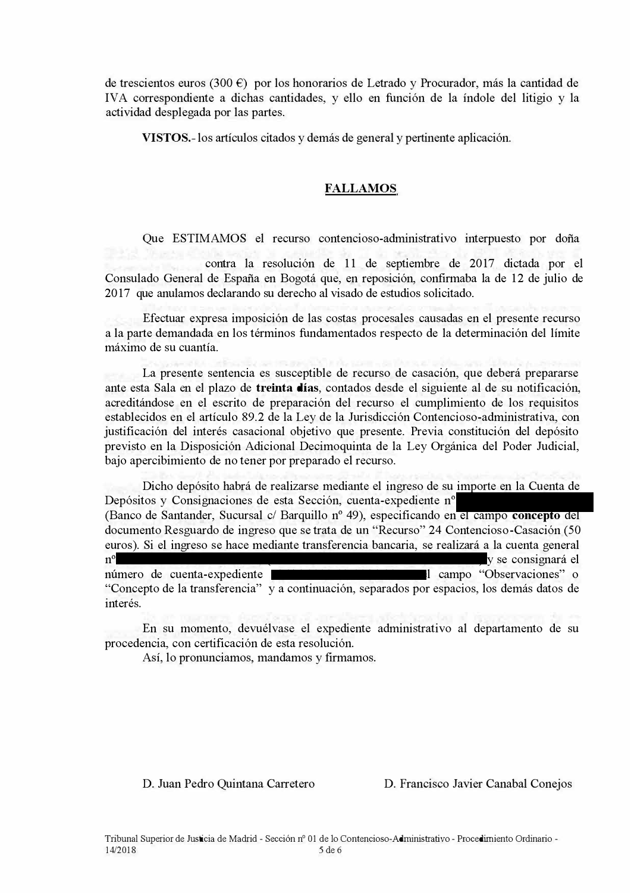de trescientos euros (300 €) por los honorarios de Letrado y Procurador, más la cantidad de IVA correspondiente a dichas cantidades, y ello en función de la índole del litigio y la actividad desplegada por las partes.

**VISTOS.**- los artículos citados y demás de general y pertinente aplicación.

## FALLAMOS

Que ESTIMAMOS el recurso contencioso-administrativo interpuesto por doña contra la resolución de 11 de septiembre de 2017 dictada por el Consulado General de España en Bogotá que, en reposición, confirmaba la de 12 de julio de 2017 que anulamos declarando su derecho al visado de estudios solicitado.

Efectuar expresa imposición de las costas procesales causadas en el presente recurso a la parte demandada en los términos fundamentados respecto de la determinación del límite máximo de su cuantía.

La presente sentencia es susceptible de recurso de casación, que deberá prepararse ante esta Sala en el plazo de **treinta días**, contados desde el siguiente al de su notificación, acreditándose en el escrito de preparación del recurso el cumplimiento de los requisitos establecidos en el artículo 89.2 de la Ley de la Jurisdicción Contencioso-administrativa, con justificación del interés casacional objetivo que presente. Previa constitución del depósito previsto en la Disposición Adicional Decimoquinta de la Ley Orgánica del Poder Judicial, bajo apercibimiento de no tener por preparado el recurso.

Dicho depósito habrá de realizarse mediante el ingreso de su importe en la Cuenta de Depósitos y Consignaciones de esta Sección, cuenta-expediente nº (Banco de Santander, Sucursal c/ Barquillo nº 49), especificando en el campo **concepto** del documento Resguardo de ingreso que se trata de un "Recurso" 24 Contencioso-Casación (50 euros). Si el ingreso se hace mediante transferencia bancaria, se realizará a la cuenta general nº y se consignará el número de cuenta-expediente l campo "Observaciones" o "Concepto de la transferencia" y a continuación, separados por espacios, los demás datos de interés.

En su momento, devuélvase el expediente administrativo al departamento de su procedencia, con certificación de esta resolución.

Así, lo pronunciamos, mandamos y firmamos.

D. Juan Pedro Quintana Carretero — D. Francisco Javier Canabal Conejos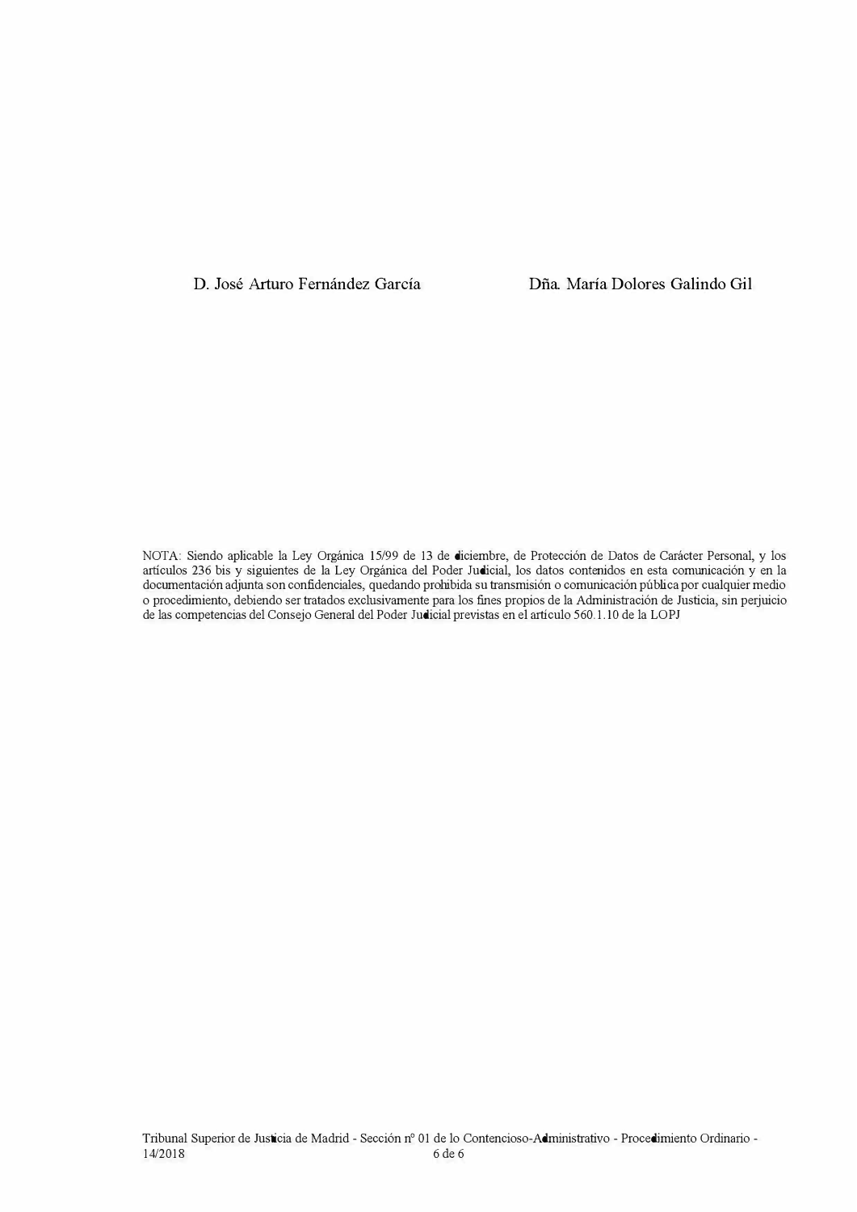D. José Arturo Fernández García                    Dña. María Dolores Galindo Gil

NOTA: Siendo aplicable la Ley Orgánica 15/99 de 13 de diciembre, de Protección de Datos de Carácter Personal, y los artículos 236 bis y siguientes de la Ley Orgánica del Poder Judicial, los datos contenidos en esta comunicación y en la documentación adjunta son confidenciales, quedando prohibida su transmisión o comunicación pública por cualquier medio o procedimiento, debiendo ser tratados exclusivamente para los fines propios de la Administración de Justicia, sin perjuicio de las competencias del Consejo General del Poder Judicial previstas en el artículo 560.1.10 de la LOPJ